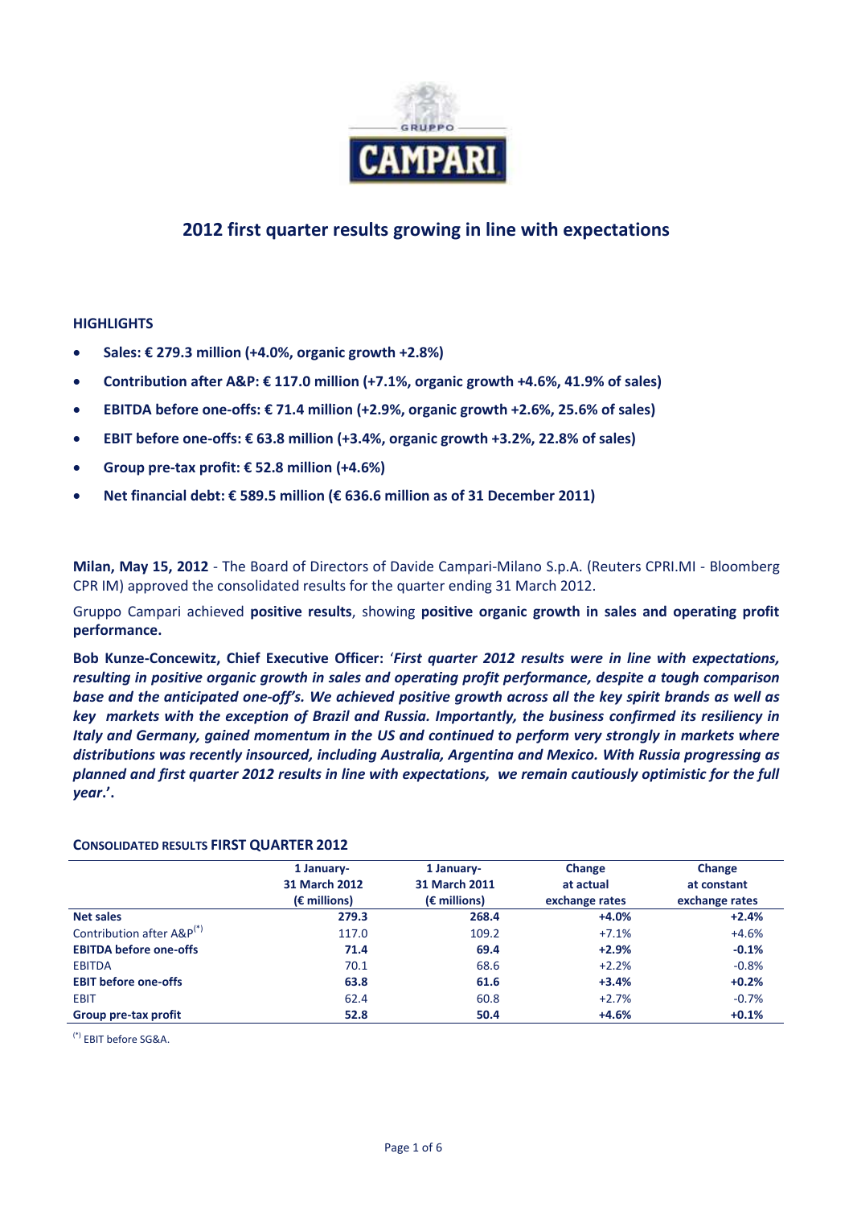# 2012 first quarter results growing in line with expectations

**HIGHLIGHTS**

- **Sales: € 279.3 million (+4.0%, organic growth +2.8%)**
- **Contribution after A&P: € 117.0 million (+7.1%, organic growth +4.6%, 41.9% of sales)**
- **EBITDA before one-offs: € 71.4 million (+2.9%, organic growth +2.6%, 25.6% of sales)**
- **EBIT before one-offs: € 63.8 million (+3.4%, organic growth +3.2%, 22.8% of sales)**
- **Group pre-tax profit: € 52.8 million (+4.6%)**
- **Net financial debt: € 589.5 million (€ 636.6 million as of 31 December 2011)**

**Milan, May 15, 2012** - The Board of Directors of Davide Campari-Milano S.p.A. (Reuters CPRI.MI - Bloomberg CPR IM) approved the consolidated results for the quarter ending 31 March 2012.

Gruppo Campari achieved **positive results**, showing **positive organic growth in sales and operating profit performance.**

**Bob Kunze-Concewitz, Chief Executive Officer:** '***First quarter 2012 results were in line with expectations, resulting in positive organic growth in sales and operating profit performance, despite a tough comparison base and the anticipated one-off's. We achieved positive growth across all the key spirit brands as well as key markets with the exception of Brazil and Russia. Importantly, the business confirmed its resiliency in Italy and Germany, gained momentum in the US and continued to perform very strongly in markets where distributions was recently insourced, including Australia, Argentina and Mexico. With Russia progressing as planned and first quarter 2012 results in line with expectations, we remain cautiously optimistic for the full year.***'**.**

**CONSOLIDATED RESULTS FIRST QUARTER 2012**

| | 1 January-31 March 2012 (€ millions) | 1 January-31 March 2011 (€ millions) | Change at actual exchange rates | Change at constant exchange rates |
|---|---|---|---|---|
| **Net sales** | **279.3** | **268.4** | **+4.0%** | **+2.4%** |
| Contribution after A&P(*) | 117.0 | 109.2 | +7.1% | +4.6% |
| **EBITDA before one-offs** | **71.4** | **69.4** | **+2.9%** | **-0.1%** |
| EBITDA | 70.1 | 68.6 | +2.2% | -0.8% |
| **EBIT before one-offs** | **63.8** | **61.6** | **+3.4%** | **+0.2%** |
| EBIT | 62.4 | 60.8 | +2.7% | -0.7% |
| **Group pre-tax profit** | **52.8** | **50.4** | **+4.6%** | **+0.1%** |

(*) EBIT before SG&A.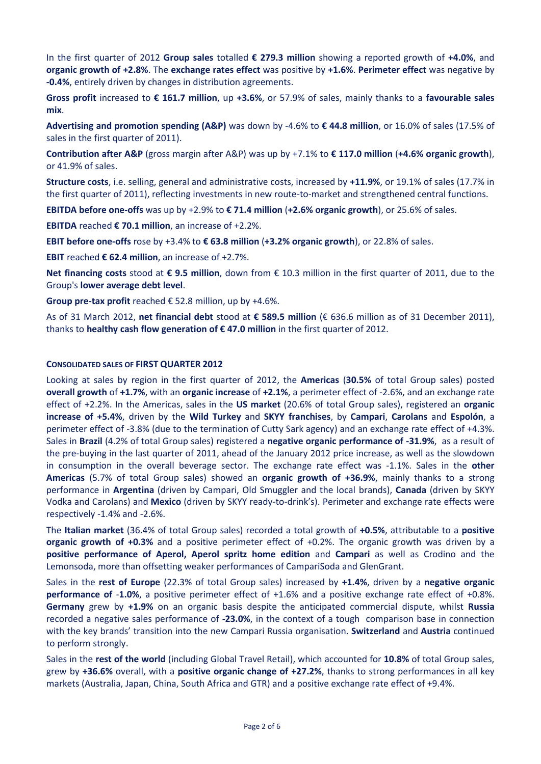In the first quarter of 2012 **Group sales** totalled **€ 279.3 million** showing a reported growth of **+4.0%**, and **organic growth of +2.8%**. The **exchange rates effect** was positive by **+1.6%**. **Perimeter effect** was negative by **-0.4%**, entirely driven by changes in distribution agreements.

**Gross profit** increased to **€ 161.7 million**, up **+3.6%**, or 57.9% of sales, mainly thanks to a **favourable sales mix**.

**Advertising and promotion spending (A&P)** was down by -4.6% to **€ 44.8 million**, or 16.0% of sales (17.5% of sales in the first quarter of 2011).

**Contribution after A&P** (gross margin after A&P) was up by +7.1% to **€ 117.0 million** (**+4.6% organic growth**), or 41.9% of sales.

**Structure costs**, i.e. selling, general and administrative costs, increased by **+11.9%**, or 19.1% of sales (17.7% in the first quarter of 2011), reflecting investments in new route-to-market and strengthened central functions.

**EBITDA before one-offs** was up by +2.9% to **€ 71.4 million** (**+2.6% organic growth**), or 25.6% of sales.

**EBITDA** reached **€ 70.1 million**, an increase of +2.2%.

**EBIT before one-offs** rose by +3.4% to **€ 63.8 million** (**+3.2% organic growth**), or 22.8% of sales.

**EBIT** reached **€ 62.4 million**, an increase of +2.7%.

**Net financing costs** stood at **€ 9.5 million**, down from € 10.3 million in the first quarter of 2011, due to the Group's **lower average debt level**.

**Group pre-tax profit** reached € 52.8 million, up by +4.6%.

As of 31 March 2012, **net financial debt** stood at **€ 589.5 million** (€ 636.6 million as of 31 December 2011), thanks to **healthy cash flow generation of € 47.0 million** in the first quarter of 2012.

### CONSOLIDATED SALES OF FIRST QUARTER 2012

Looking at sales by region in the first quarter of 2012, the **Americas** (**30.5%** of total Group sales) posted **overall growth** of **+1.7%**, with an **organic increase** of **+2.1%**, a perimeter effect of -2.6%, and an exchange rate effect of +2.2%. In the Americas, sales in the **US market** (20.6% of total Group sales), registered an **organic increase of +5.4%**, driven by the **Wild Turkey** and **SKYY franchises**, by **Campari**, **Carolans** and **Espolón**, a perimeter effect of -3.8% (due to the termination of Cutty Sark agency) and an exchange rate effect of +4.3%. Sales in **Brazil** (4.2% of total Group sales) registered a **negative organic performance of -31.9%**, as a result of the pre-buying in the last quarter of 2011, ahead of the January 2012 price increase, as well as the slowdown in consumption in the overall beverage sector. The exchange rate effect was -1.1%. Sales in the **other Americas** (5.7% of total Group sales) showed an **organic growth of +36.9%**, mainly thanks to a strong performance in **Argentina** (driven by Campari, Old Smuggler and the local brands), **Canada** (driven by SKYY Vodka and Carolans) and **Mexico** (driven by SKYY ready-to-drink's). Perimeter and exchange rate effects were respectively -1.4% and -2.6%.

The **Italian market** (36.4% of total Group sales) recorded a total growth of **+0.5%**, attributable to a **positive organic growth of +0.3%** and a positive perimeter effect of +0.2%. The organic growth was driven by a **positive performance of Aperol, Aperol spritz home edition** and **Campari** as well as Crodino and the Lemonsoda, more than offsetting weaker performances of CampariSoda and GlenGrant.

Sales in the **rest of Europe** (22.3% of total Group sales) increased by **+1.4%**, driven by a **negative organic performance of -1.0%**, a positive perimeter effect of +1.6% and a positive exchange rate effect of +0.8%. **Germany** grew by **+1.9%** on an organic basis despite the anticipated commercial dispute, whilst **Russia** recorded a negative sales performance of **-23.0%**, in the context of a tough comparison base in connection with the key brands' transition into the new Campari Russia organisation. **Switzerland** and **Austria** continued to perform strongly.

Sales in the **rest of the world** (including Global Travel Retail), which accounted for **10.8%** of total Group sales, grew by **+36.6%** overall, with a **positive organic change of +27.2%**, thanks to strong performances in all key markets (Australia, Japan, China, South Africa and GTR) and a positive exchange rate effect of +9.4%.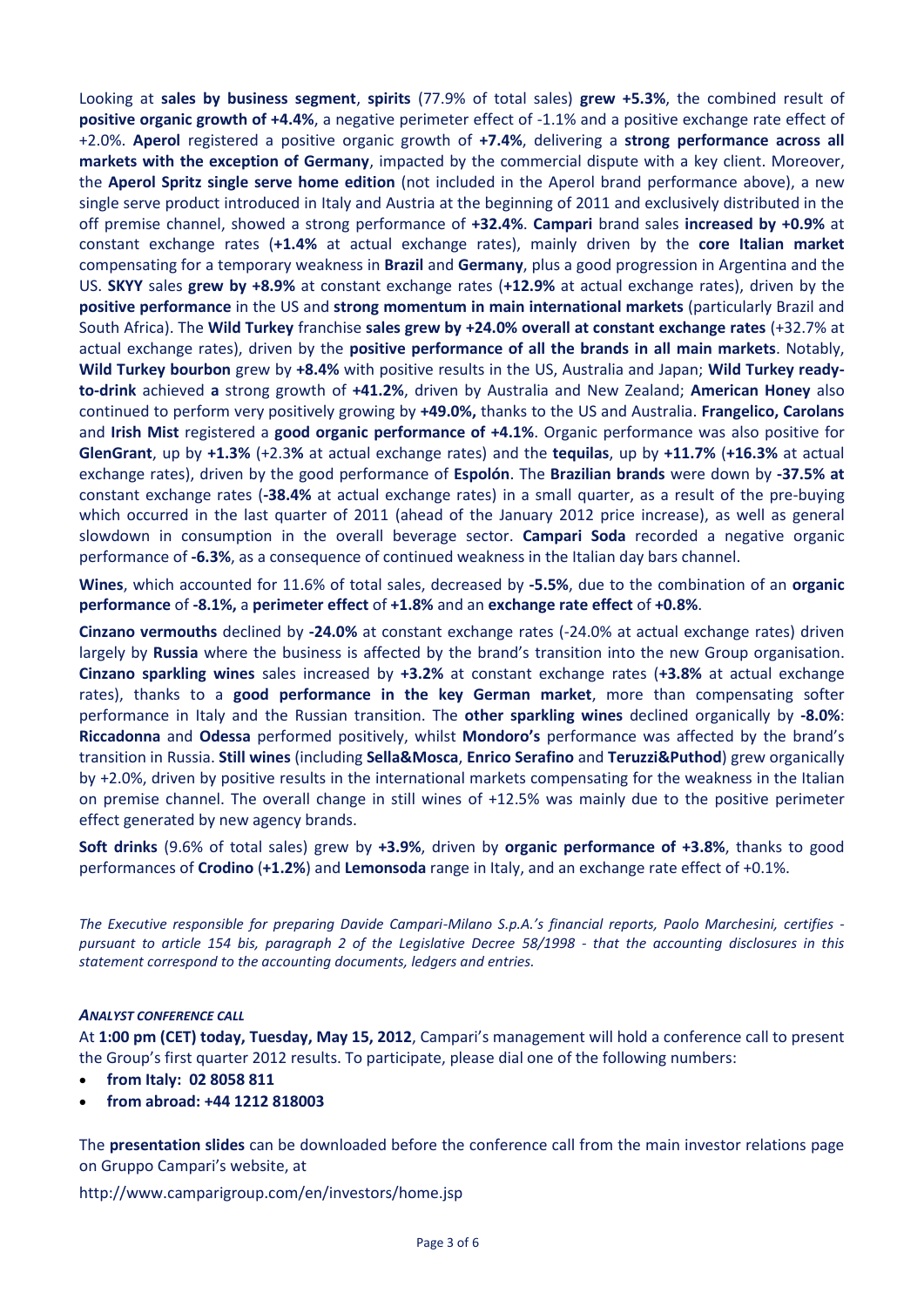Looking at **sales by business segment**, **spirits** (77.9% of total sales) **grew +5.3%**, the combined result of **positive organic growth of +4.4%**, a negative perimeter effect of -1.1% and a positive exchange rate effect of +2.0%. **Aperol** registered a positive organic growth of **+7.4%**, delivering a **strong performance across all markets with the exception of Germany**, impacted by the commercial dispute with a key client. Moreover, the **Aperol Spritz single serve home edition** (not included in the Aperol brand performance above), a new single serve product introduced in Italy and Austria at the beginning of 2011 and exclusively distributed in the off premise channel, showed a strong performance of **+32.4%**. **Campari** brand sales **increased by +0.9%** at constant exchange rates (**+1.4%** at actual exchange rates), mainly driven by the **core Italian market** compensating for a temporary weakness in **Brazil** and **Germany**, plus a good progression in Argentina and the US. **SKYY** sales **grew by +8.9%** at constant exchange rates (**+12.9%** at actual exchange rates), driven by the **positive performance** in the US and **strong momentum in main international markets** (particularly Brazil and South Africa). The **Wild Turkey** franchise **sales grew by +24.0% overall at constant exchange rates** (+32.7% at actual exchange rates), driven by the **positive performance of all the brands in all main markets**. Notably, **Wild Turkey bourbon** grew by **+8.4%** with positive results in the US, Australia and Japan; **Wild Turkey ready-to-drink** achieved **a** strong growth of **+41.2%**, driven by Australia and New Zealand; **American Honey** also continued to perform very positively growing by **+49.0%,** thanks to the US and Australia. **Frangelico, Carolans** and **Irish Mist** registered a **good organic performance of +4.1%**. Organic performance was also positive for **GlenGrant**, up by **+1.3%** (+2.3% at actual exchange rates) and the **tequilas**, up by **+11.7%** (**+16.3%** at actual exchange rates), driven by the good performance of **Espolón**. The **Brazilian brands** were down by **-37.5% at** constant exchange rates (**-38.4%** at actual exchange rates) in a small quarter, as a result of the pre-buying which occurred in the last quarter of 2011 (ahead of the January 2012 price increase), as well as general slowdown in consumption in the overall beverage sector. **Campari Soda** recorded a negative organic performance of **-6.3%**, as a consequence of continued weakness in the Italian day bars channel.

**Wines**, which accounted for 11.6% of total sales, decreased by **-5.5%**, due to the combination of an **organic performance** of **-8.1%,** a **perimeter effect** of **+1.8%** and an **exchange rate effect** of **+0.8%**.

**Cinzano vermouths** declined by **-24.0%** at constant exchange rates (-24.0% at actual exchange rates) driven largely by **Russia** where the business is affected by the brand's transition into the new Group organisation. **Cinzano sparkling wines** sales increased by **+3.2%** at constant exchange rates (**+3.8%** at actual exchange rates), thanks to a **good performance in the key German market**, more than compensating softer performance in Italy and the Russian transition. The **other sparkling wines** declined organically by **-8.0%**: **Riccadonna** and **Odessa** performed positively, whilst **Mondoro's** performance was affected by the brand's transition in Russia. **Still wines** (including **Sella&Mosca**, **Enrico Serafino** and **Teruzzi&Puthod**) grew organically by +2.0%, driven by positive results in the international markets compensating for the weakness in the Italian on premise channel. The overall change in still wines of +12.5% was mainly due to the positive perimeter effect generated by new agency brands.

**Soft drinks** (9.6% of total sales) grew by **+3.9%**, driven by **organic performance of +3.8%**, thanks to good performances of **Crodino** (**+1.2%**) and **Lemonsoda** range in Italy, and an exchange rate effect of +0.1%.

*The Executive responsible for preparing Davide Campari-Milano S.p.A.'s financial reports, Paolo Marchesini, certifies - pursuant to article 154 bis, paragraph 2 of the Legislative Decree 58/1998 - that the accounting disclosures in this statement correspond to the accounting documents, ledgers and entries.*

***ANALYST CONFERENCE CALL***

At **1:00 pm (CET) today, Tuesday, May 15, 2012**, Campari's management will hold a conference call to present the Group's first quarter 2012 results. To participate, please dial one of the following numbers:

- **from Italy: 02 8058 811**
- **from abroad: +44 1212 818003**

The **presentation slides** can be downloaded before the conference call from the main investor relations page on Gruppo Campari's website, at

http://www.camparigroup.com/en/investors/home.jsp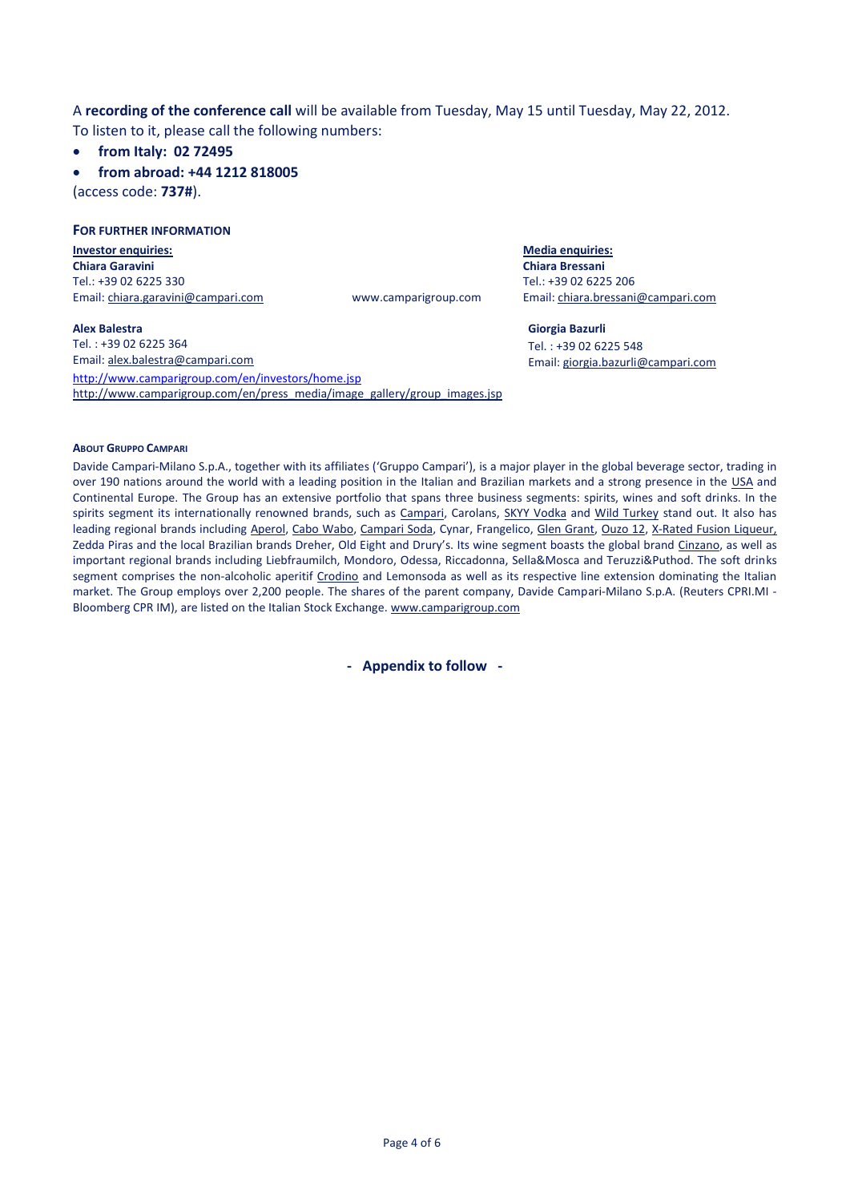A **recording of the conference call** will be available from Tuesday, May 15 until Tuesday, May 22, 2012.
To listen to it, please call the following numbers:

- **from Italy: 02 72495**
- **from abroad: +44 1212 818005**

(access code: **737#**).

**FOR FURTHER INFORMATION**

**Investor enquiries:**
**Chiara Garavini**
Tel.: +39 02 6225 330
Email: chiara.garavini@campari.com

**Alex Balestra**
Tel. : +39 02 6225 364
Email: alex.balestra@campari.com

www.camparigroup.com

**Media enquiries:**
**Chiara Bressani**
Tel.: +39 02 6225 206
Email: chiara.bressani@campari.com

**Giorgia Bazurli**
Tel. : +39 02 6225 548
Email: giorgia.bazurli@campari.com

http://www.camparigroup.com/en/investors/home.jsp
http://www.camparigroup.com/en/press_media/image_gallery/group_images.jsp

**ABOUT GRUPPO CAMPARI**

Davide Campari-Milano S.p.A., together with its affiliates ('Gruppo Campari'), is a major player in the global beverage sector, trading in over 190 nations around the world with a leading position in the Italian and Brazilian markets and a strong presence in the USA and Continental Europe. The Group has an extensive portfolio that spans three business segments: spirits, wines and soft drinks. In the spirits segment its internationally renowned brands, such as Campari, Carolans, SKYY Vodka and Wild Turkey stand out. It also has leading regional brands including Aperol, Cabo Wabo, Campari Soda, Cynar, Frangelico, Glen Grant, Ouzo 12, X-Rated Fusion Liqueur, Zedda Piras and the local Brazilian brands Dreher, Old Eight and Drury's. Its wine segment boasts the global brand Cinzano, as well as important regional brands including Liebfraumilch, Mondoro, Odessa, Riccadonna, Sella&Mosca and Teruzzi&Puthod. The soft drinks segment comprises the non-alcoholic aperitif Crodino and Lemonsoda as well as its respective line extension dominating the Italian market. The Group employs over 2,200 people. The shares of the parent company, Davide Campari-Milano S.p.A. (Reuters CPRI.MI - Bloomberg CPR IM), are listed on the Italian Stock Exchange. www.camparigroup.com

**- Appendix to follow -**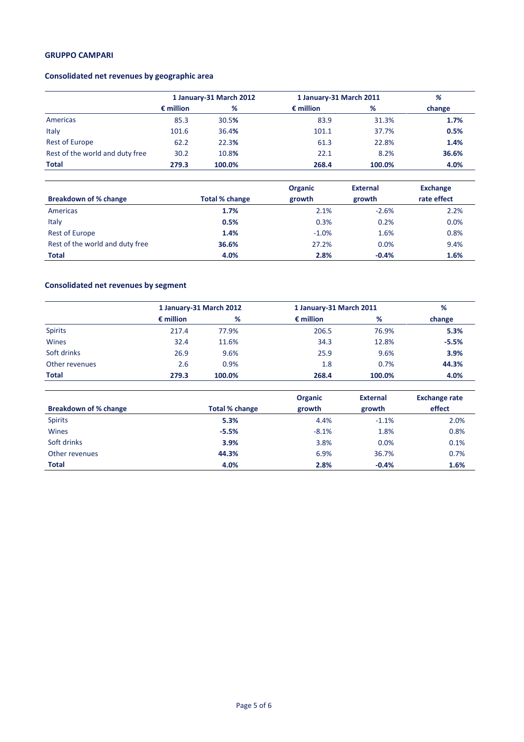**GRUPPO CAMPARI**

## Consolidated net revenues by geographic area

| | 1 January-31 March 2012 | | 1 January-31 March 2011 | | % |
|---|---|---|---|---|---|
| | € million | % | € million | % | change |
| Americas | 85.3 | 30.5% | 83.9 | 31.3% | **1.7%** |
| Italy | 101.6 | 36.4% | 101.1 | 37.7% | **0.5%** |
| Rest of Europe | 62.2 | 22.3% | 61.3 | 22.8% | **1.4%** |
| Rest of the world and duty free | 30.2 | 10.8% | 22.1 | 8.2% | **36.6%** |
| **Total** | **279.3** | **100.0%** | **268.4** | **100.0%** | **4.0%** |

| Breakdown of % change | Total % change | Organic growth | External growth | Exchange rate effect |
|---|---|---|---|---|
| Americas | **1.7%** | 2.1% | -2.6% | 2.2% |
| Italy | **0.5%** | 0.3% | 0.2% | 0.0% |
| Rest of Europe | **1.4%** | -1.0% | 1.6% | 0.8% |
| Rest of the world and duty free | **36.6%** | 27.2% | 0.0% | 9.4% |
| **Total** | **4.0%** | **2.8%** | **-0.4%** | **1.6%** |

## Consolidated net revenues by segment

| | 1 January-31 March 2012 | | 1 January-31 March 2011 | | % |
|---|---|---|---|---|---|
| | € million | % | € million | % | change |
| Spirits | 217.4 | 77.9% | 206.5 | 76.9% | **5.3%** |
| Wines | 32.4 | 11.6% | 34.3 | 12.8% | **-5.5%** |
| Soft drinks | 26.9 | 9.6% | 25.9 | 9.6% | **3.9%** |
| Other revenues | 2.6 | 0.9% | 1.8 | 0.7% | **44.3%** |
| **Total** | **279.3** | **100.0%** | **268.4** | **100.0%** | **4.0%** |

| Breakdown of % change | Total % change | Organic growth | External growth | Exchange rate effect |
|---|---|---|---|---|
| Spirits | **5.3%** | 4.4% | -1.1% | 2.0% |
| Wines | **-5.5%** | -8.1% | 1.8% | 0.8% |
| Soft drinks | **3.9%** | 3.8% | 0.0% | 0.1% |
| Other revenues | **44.3%** | 6.9% | 36.7% | 0.7% |
| **Total** | **4.0%** | **2.8%** | **-0.4%** | **1.6%** |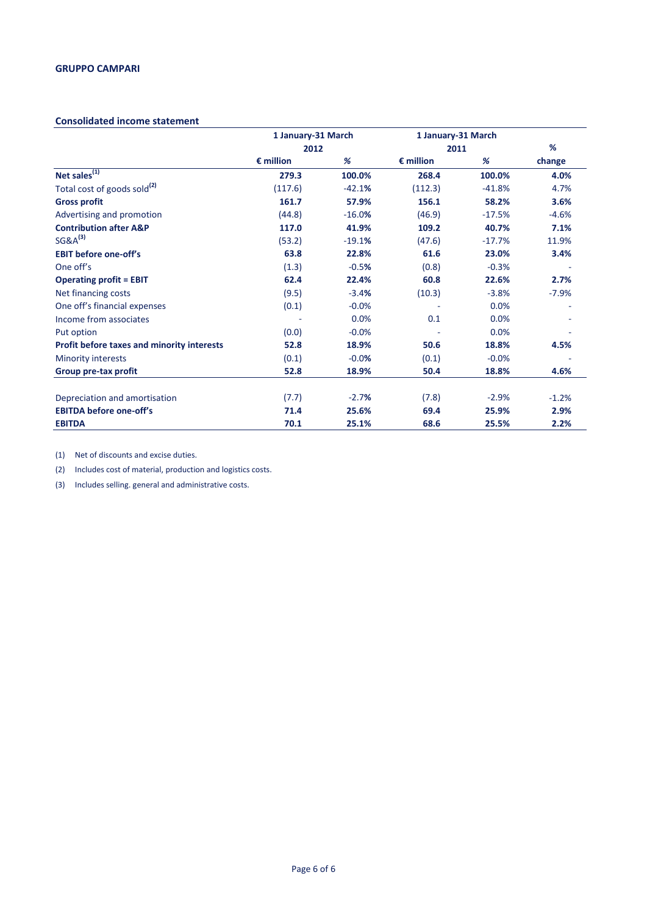**GRUPPO CAMPARI**

**Consolidated income statement**

| | 1 January-31 March 2012 | | 1 January-31 March 2011 | | % |
|---|---|---|---|---|---|
| | € million | % | € million | % | change |
| **Net sales[(1)]** | **279.3** | **100.0%** | **268.4** | **100.0%** | **4.0%** |
| Total cost of goods sold[(2)] | (117.6) | -42.1% | (112.3) | -41.8% | 4.7% |
| **Gross profit** | **161.7** | **57.9%** | **156.1** | **58.2%** | **3.6%** |
| Advertising and promotion | (44.8) | -16.0% | (46.9) | -17.5% | -4.6% |
| **Contribution after A&P** | **117.0** | **41.9%** | **109.2** | **40.7%** | **7.1%** |
| SG&A[(3)] | (53.2) | -19.1% | (47.6) | -17.7% | 11.9% |
| **EBIT before one-off's** | **63.8** | **22.8%** | **61.6** | **23.0%** | **3.4%** |
| One off's | (1.3) | -0.5% | (0.8) | -0.3% | - |
| **Operating profit = EBIT** | **62.4** | **22.4%** | **60.8** | **22.6%** | **2.7%** |
| Net financing costs | (9.5) | -3.4% | (10.3) | -3.8% | -7.9% |
| One off's financial expenses | (0.1) | -0.0% | - | 0.0% | - |
| Income from associates | - | 0.0% | 0.1 | 0.0% | - |
| Put option | (0.0) | -0.0% | - | 0.0% | - |
| **Profit before taxes and minority interests** | **52.8** | **18.9%** | **50.6** | **18.8%** | **4.5%** |
| Minority interests | (0.1) | -0.0% | (0.1) | -0.0% | - |
| **Group pre-tax profit** | **52.8** | **18.9%** | **50.4** | **18.8%** | **4.6%** |
| | | | | | |
| Depreciation and amortisation | (7.7) | -2.7% | (7.8) | -2.9% | -1.2% |
| **EBITDA before one-off's** | **71.4** | **25.6%** | **69.4** | **25.9%** | **2.9%** |
| **EBITDA** | **70.1** | **25.1%** | **68.6** | **25.5%** | **2.2%** |

(1) Net of discounts and excise duties.

(2) Includes cost of material, production and logistics costs.

(3) Includes selling. general and administrative costs.